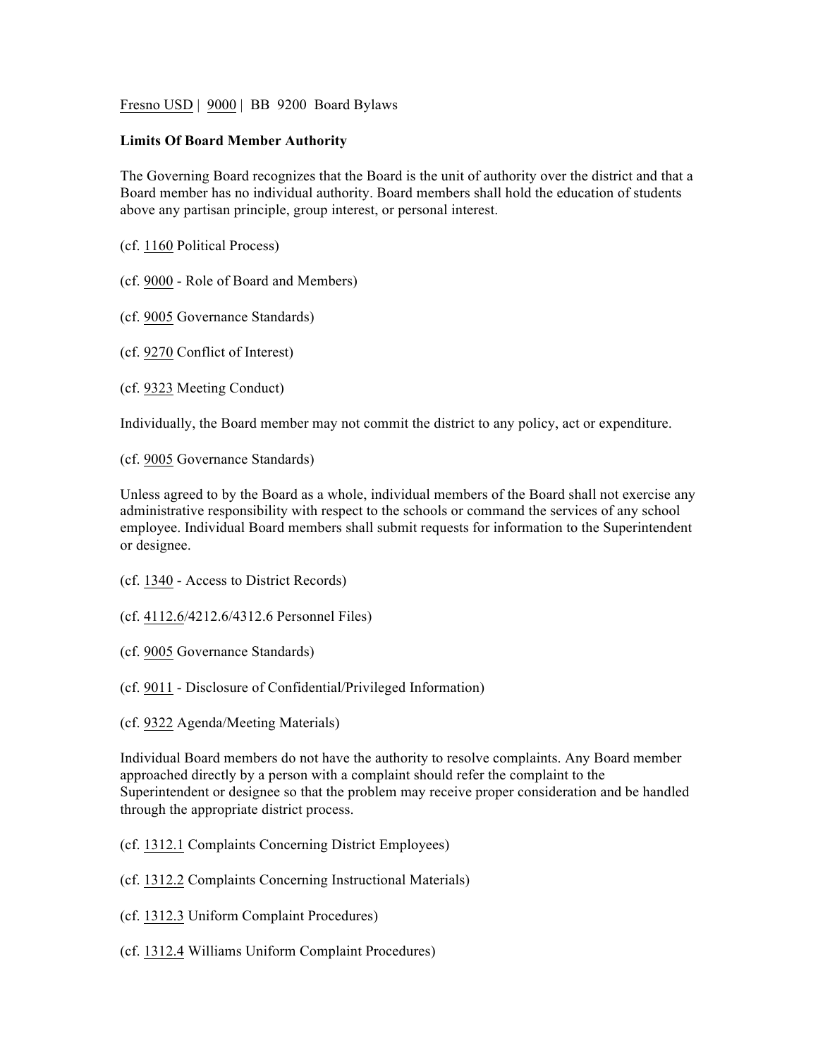Fresno USD | 9000 | BB 9200 Board Bylaws

**Limits Of Board Member Authority**

The Governing Board recognizes that the Board is the unit of authority over the district and that a Board member has no individual authority. Board members shall hold the education of students above any partisan principle, group interest, or personal interest.

(cf. 1160 Political Process)

(cf. 9000 - Role of Board and Members)

(cf. 9005 Governance Standards)

(cf. 9270 Conflict of Interest)

(cf. 9323 Meeting Conduct)

Individually, the Board member may not commit the district to any policy, act or expenditure.

(cf. 9005 Governance Standards)

Unless agreed to by the Board as a whole, individual members of the Board shall not exercise any administrative responsibility with respect to the schools or command the services of any school employee. Individual Board members shall submit requests for information to the Superintendent or designee.

(cf. 1340 - Access to District Records)

(cf. 4112.6/4212.6/4312.6 Personnel Files)

(cf. 9005 Governance Standards)

(cf. 9011 - Disclosure of Confidential/Privileged Information)

(cf. 9322 Agenda/Meeting Materials)

Individual Board members do not have the authority to resolve complaints. Any Board member approached directly by a person with a complaint should refer the complaint to the Superintendent or designee so that the problem may receive proper consideration and be handled through the appropriate district process.

(cf. 1312.1 Complaints Concerning District Employees)

(cf. 1312.2 Complaints Concerning Instructional Materials)

(cf. 1312.3 Uniform Complaint Procedures)

(cf. 1312.4 Williams Uniform Complaint Procedures)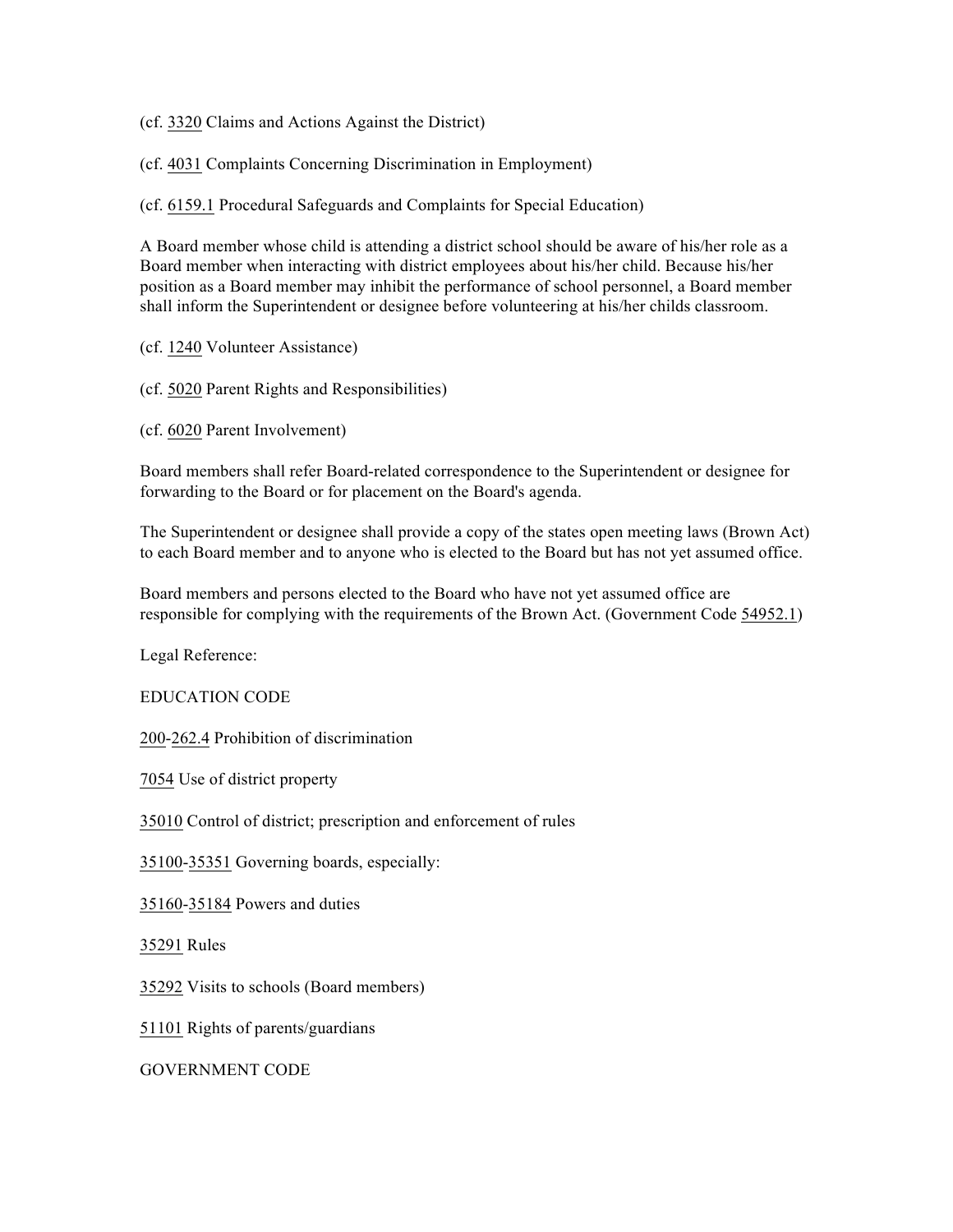(cf. 3320 Claims and Actions Against the District)

(cf. 4031 Complaints Concerning Discrimination in Employment)

(cf. 6159.1 Procedural Safeguards and Complaints for Special Education)

A Board member whose child is attending a district school should be aware of his/her role as a Board member when interacting with district employees about his/her child. Because his/her position as a Board member may inhibit the performance of school personnel, a Board member shall inform the Superintendent or designee before volunteering at his/her childs classroom.

(cf. 1240 Volunteer Assistance)

(cf. 5020 Parent Rights and Responsibilities)

(cf. 6020 Parent Involvement)

Board members shall refer Board-related correspondence to the Superintendent or designee for forwarding to the Board or for placement on the Board's agenda.

The Superintendent or designee shall provide a copy of the states open meeting laws (Brown Act) to each Board member and to anyone who is elected to the Board but has not yet assumed office.

Board members and persons elected to the Board who have not yet assumed office are responsible for complying with the requirements of the Brown Act. (Government Code 54952.1)

Legal Reference:

EDUCATION CODE

200-262.4 Prohibition of discrimination

7054 Use of district property

35010 Control of district; prescription and enforcement of rules

35100-35351 Governing boards, especially:

35160-35184 Powers and duties

35291 Rules

35292 Visits to schools (Board members)

51101 Rights of parents/guardians

GOVERNMENT CODE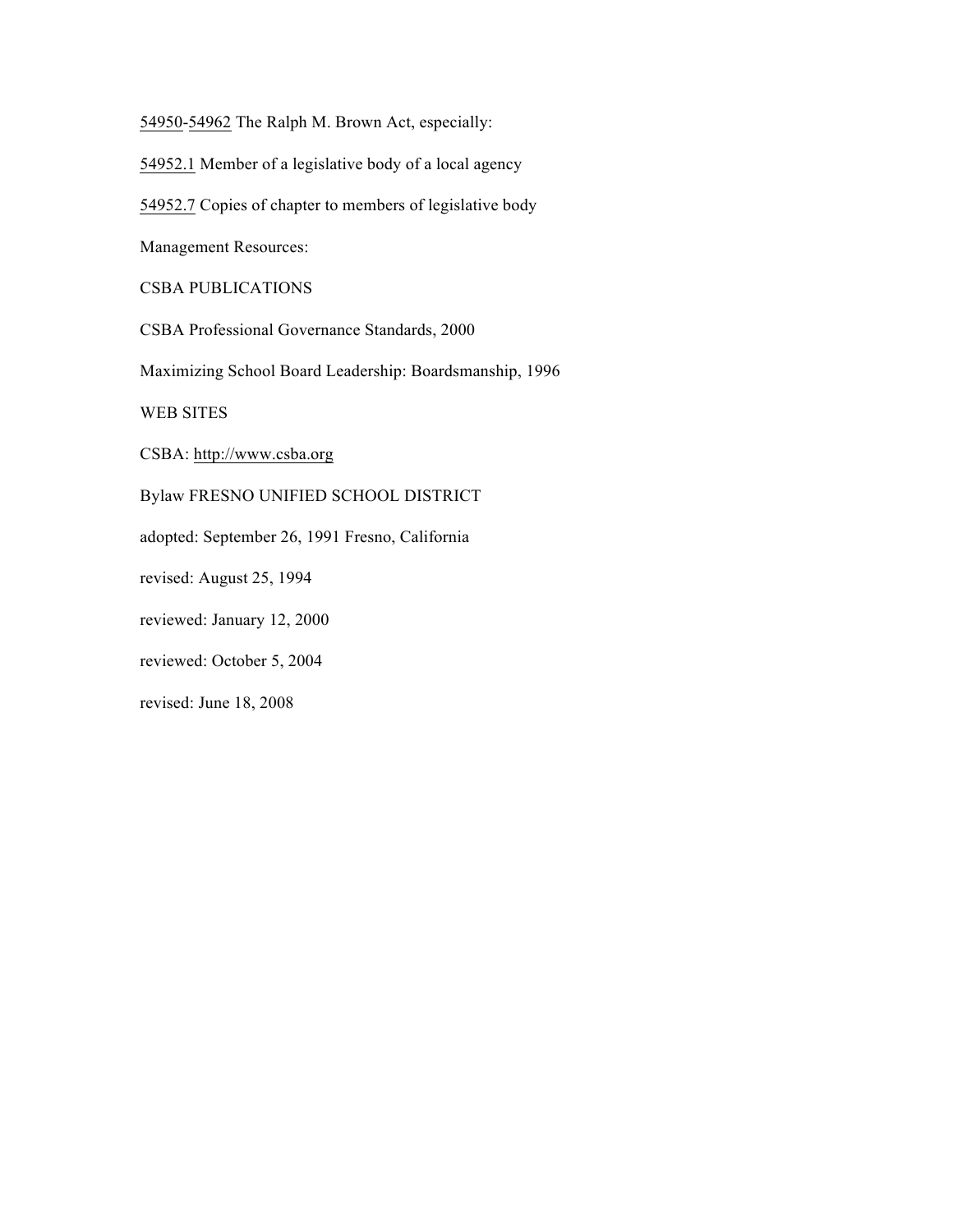54950-54962 The Ralph M. Brown Act, especially:

54952.1 Member of a legislative body of a local agency

54952.7 Copies of chapter to members of legislative body

Management Resources:

CSBA PUBLICATIONS

CSBA Professional Governance Standards, 2000

Maximizing School Board Leadership: Boardsmanship, 1996

WEB SITES

CSBA: http://www.csba.org

Bylaw FRESNO UNIFIED SCHOOL DISTRICT

adopted: September 26, 1991 Fresno, California

revised: August 25, 1994

reviewed: January 12, 2000

reviewed: October 5, 2004

revised: June 18, 2008